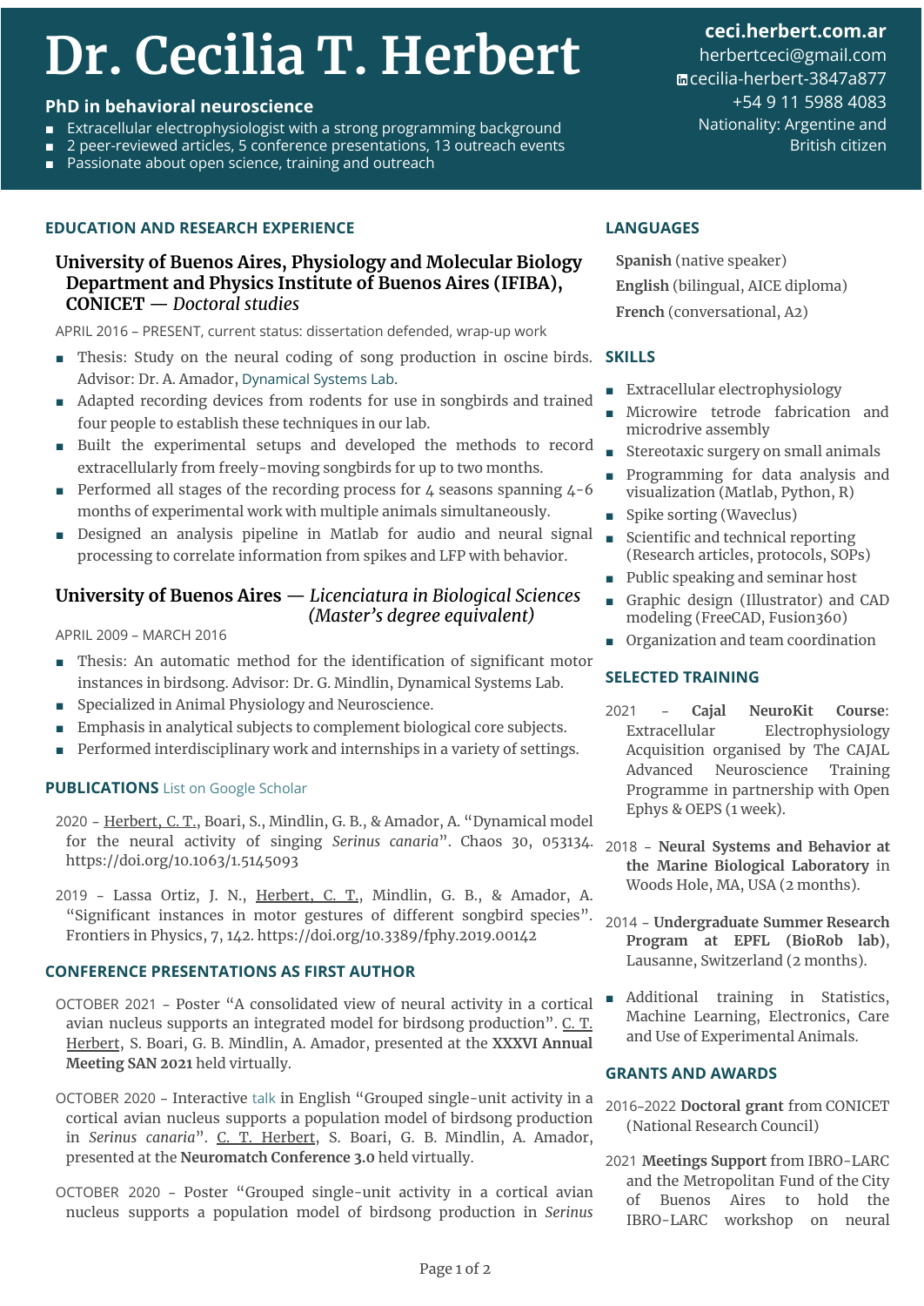# Dr. Cecilia T. Herbert

**PhD in behavioral neuroscience**

- Extracellular electrophysiologist with a strong programming background
- 2 peer-reviewed articles, 5 conference presentations, 13 outreach events
- Passionate about open science, training and outreach

**ceci.herbert.com.ar**
herbertceci@gmail.com
cecilia-herbert-3847a877
+54 9 11 5988 4083
Nationality: Argentine and British citizen

## EDUCATION AND RESEARCH EXPERIENCE

### University of Buenos Aires, Physiology and Molecular Biology Department and Physics Institute of Buenos Aires (IFIBA), CONICET — *Doctoral studies*

APRIL 2016 – PRESENT, current status: dissertation defended, wrap-up work

- Thesis: Study on the neural coding of song production in oscine birds. Advisor: Dr. A. Amador, Dynamical Systems Lab.
- Adapted recording devices from rodents for use in songbirds and trained four people to establish these techniques in our lab.
- Built the experimental setups and developed the methods to record extracellularly from freely-moving songbirds for up to two months.
- Performed all stages of the recording process for 4 seasons spanning 4-6 months of experimental work with multiple animals simultaneously.
- Designed an analysis pipeline in Matlab for audio and neural signal processing to correlate information from spikes and LFP with behavior.

### University of Buenos Aires — *Licenciatura in Biological Sciences (Master's degree equivalent)*

APRIL 2009 – MARCH 2016

- Thesis: An automatic method for the identification of significant motor instances in birdsong. Advisor: Dr. G. Mindlin, Dynamical Systems Lab.
- Specialized in Animal Physiology and Neuroscience.
- Emphasis in analytical subjects to complement biological core subjects.
- Performed interdisciplinary work and internships in a variety of settings.

## PUBLICATIONS List on Google Scholar

2020 - Herbert, C. T., Boari, S., Mindlin, G. B., & Amador, A. "Dynamical model for the neural activity of singing *Serinus canaria*". Chaos 30, 053134. https://doi.org/10.1063/1.5145093

2019 - Lassa Ortiz, J. N., Herbert, C. T., Mindlin, G. B., & Amador, A. "Significant instances in motor gestures of different songbird species". Frontiers in Physics, 7, 142. https://doi.org/10.3389/fphy.2019.00142

## CONFERENCE PRESENTATIONS AS FIRST AUTHOR

OCTOBER 2021 - Poster "A consolidated view of neural activity in a cortical avian nucleus supports an integrated model for birdsong production". C. T. Herbert, S. Boari, G. B. Mindlin, A. Amador, presented at the **XXXVI Annual Meeting SAN 2021** held virtually.

OCTOBER 2020 - Interactive talk in English "Grouped single-unit activity in a cortical avian nucleus supports a population model of birdsong production in *Serinus canaria*". C. T. Herbert, S. Boari, G. B. Mindlin, A. Amador, presented at the **Neuromatch Conference 3.0** held virtually.

OCTOBER 2020 - Poster "Grouped single-unit activity in a cortical avian nucleus supports a population model of birdsong production in *Serinus*

## LANGUAGES

**Spanish** (native speaker)
**English** (bilingual, AICE diploma)
**French** (conversational, A2)

## SKILLS

- Extracellular electrophysiology
- Microwire tetrode fabrication and microdrive assembly
- Stereotaxic surgery on small animals
- Programming for data analysis and visualization (Matlab, Python, R)
- Spike sorting (Waveclus)
- Scientific and technical reporting (Research articles, protocols, SOPs)
- Public speaking and seminar host
- Graphic design (Illustrator) and CAD modeling (FreeCAD, Fusion360)
- Organization and team coordination

## SELECTED TRAINING

2021 – **Cajal NeuroKit Course**: Extracellular Electrophysiology Acquisition organised by The CAJAL Advanced Neuroscience Training Programme in partnership with Open Ephys & OEPS (1 week).

2018 – **Neural Systems and Behavior at the Marine Biological Laboratory** in Woods Hole, MA, USA (2 months).

2014 – **Undergraduate Summer Research Program at EPFL (BioRob lab)**, Lausanne, Switzerland (2 months).

- Additional training in Statistics, Machine Learning, Electronics, Care and Use of Experimental Animals.

## GRANTS AND AWARDS

2016–2022 **Doctoral grant** from CONICET (National Research Council)

2021 **Meetings Support** from IBRO-LARC and the Metropolitan Fund of the City of Buenos Aires to hold the IBRO-LARC workshop on neural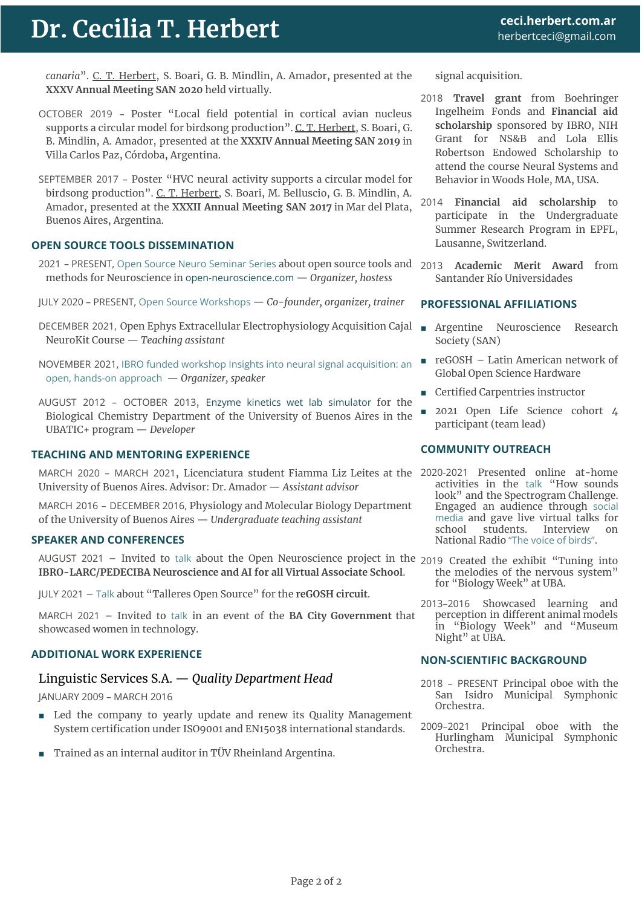# Dr. Cecilia T. Herbert

ceci.herbert.com.ar
herbertceci@gmail.com

*canaria*". C. T. Herbert, S. Boari, G. B. Mindlin, A. Amador, presented at the **XXXV Annual Meeting SAN 2020** held virtually.

OCTOBER 2019 – Poster "Local field potential in cortical avian nucleus supports a circular model for birdsong production". C. T. Herbert, S. Boari, G. B. Mindlin, A. Amador, presented at the **XXXIV Annual Meeting SAN 2019** in Villa Carlos Paz, Córdoba, Argentina.

SEPTEMBER 2017 – Poster "HVC neural activity supports a circular model for birdsong production". C. T. Herbert, S. Boari, M. Belluscio, G. B. Mindlin, A. Amador, presented at the **XXXII Annual Meeting SAN 2017** in Mar del Plata, Buenos Aires, Argentina.

## OPEN SOURCE TOOLS DISSEMINATION

2021 – PRESENT, Open Source Neuro Seminar Series about open source tools and methods for Neuroscience in open-neuroscience.com — *Organizer, hostess*

JULY 2020 – PRESENT, Open Source Workshops — *Co-founder, organizer, trainer*

DECEMBER 2021, Open Ephys Extracellular Electrophysiology Acquisition Cajal NeuroKit Course — *Teaching assistant*

NOVEMBER 2021, IBRO funded workshop Insights into neural signal acquisition: an open, hands-on approach — *Organizer, speaker*

AUGUST 2012 – OCTOBER 2013, Enzyme kinetics wet lab simulator for the Biological Chemistry Department of the University of Buenos Aires in the UBATIC+ program — *Developer*

## TEACHING AND MENTORING EXPERIENCE

MARCH 2020 – MARCH 2021, Licenciatura student Fiamma Liz Leites at the University of Buenos Aires. Advisor: Dr. Amador — *Assistant advisor*

MARCH 2016 – DECEMBER 2016, Physiology and Molecular Biology Department of the University of Buenos Aires — *Undergraduate teaching assistant*

## SPEAKER AND CONFERENCES

AUGUST 2021 – Invited to talk about the Open Neuroscience project in the **IBRO-LARC/PEDECIBA Neuroscience and AI for all Virtual Associate School**.

JULY 2021 – Talk about "Talleres Open Source" for the **reGOSH circuit**.

MARCH 2021 – Invited to talk in an event of the **BA City Government** that showcased women in technology.

## ADDITIONAL WORK EXPERIENCE

### Linguistic Services S.A. — *Quality Department Head*

JANUARY 2009 – MARCH 2016

- Led the company to yearly update and renew its Quality Management System certification under ISO9001 and EN15038 international standards.
- Trained as an internal auditor in TÜV Rheinland Argentina.

signal acquisition.

2018 **Travel grant** from Boehringer Ingelheim Fonds and **Financial aid scholarship** sponsored by IBRO, NIH Grant for NS&B and Lola Ellis Robertson Endowed Scholarship to attend the course Neural Systems and Behavior in Woods Hole, MA, USA.

2014 **Financial aid scholarship** to participate in the Undergraduate Summer Research Program in EPFL, Lausanne, Switzerland.

2013 **Academic Merit Award** from Santander Río Universidades

## PROFESSIONAL AFFILIATIONS

- Argentine Neuroscience Research Society (SAN)
- reGOSH – Latin American network of Global Open Science Hardware
- Certified Carpentries instructor
- 2021 Open Life Science cohort 4 participant (team lead)

## COMMUNITY OUTREACH

2020-2021 Presented online at-home activities in the talk "How sounds look" and the Spectrogram Challenge. Engaged an audience through social media and gave live virtual talks for school students. Interview on National Radio "The voice of birds".

2019 Created the exhibit "Tuning into the melodies of the nervous system" for "Biology Week" at UBA.

2013–2016 Showcased learning and perception in different animal models in "Biology Week" and "Museum Night" at UBA.

## NON-SCIENTIFIC BACKGROUND

2018 – PRESENT Principal oboe with the San Isidro Municipal Symphonic Orchestra.

2009–2021 Principal oboe with the Hurlingham Municipal Symphonic Orchestra.